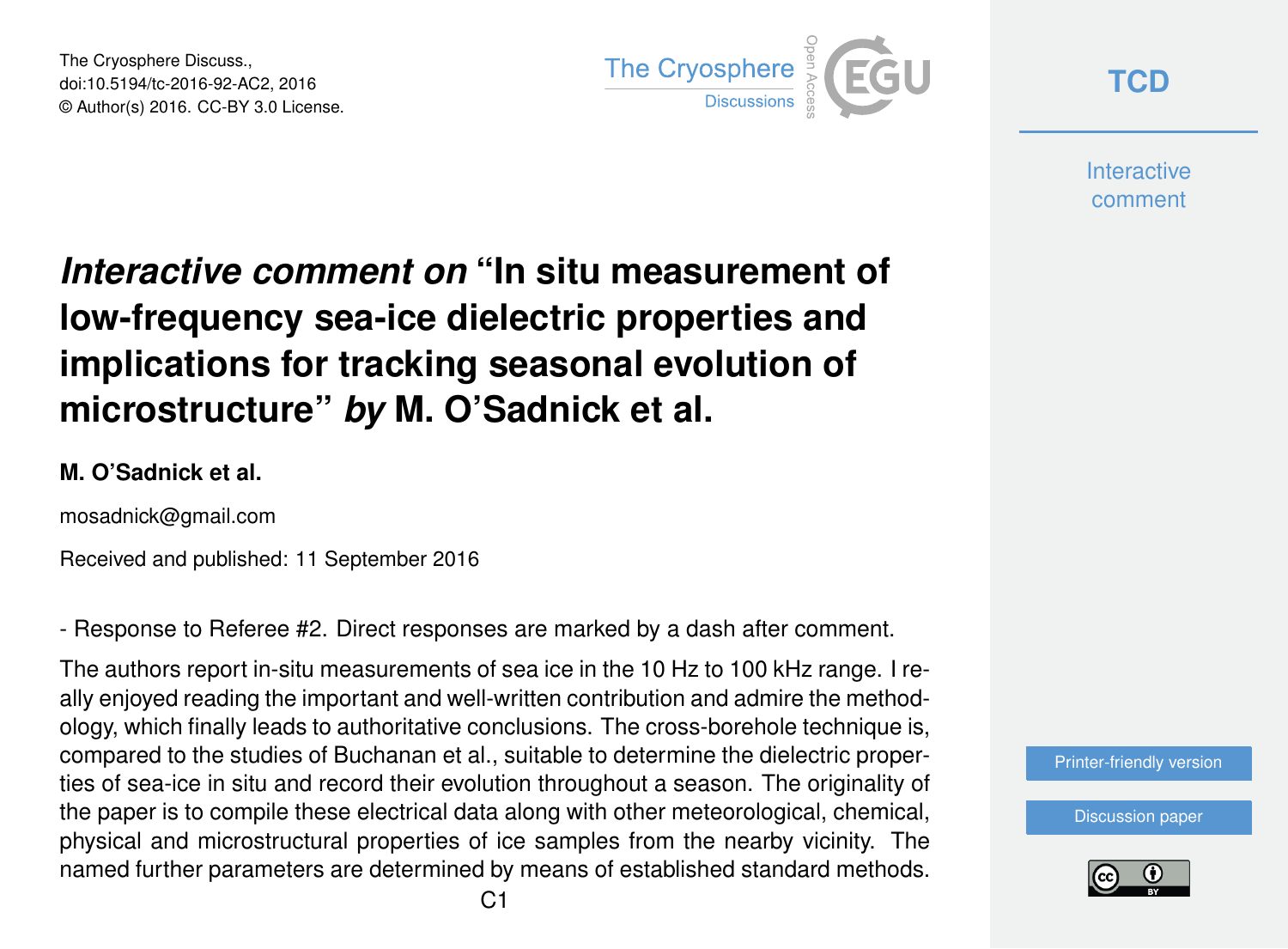# *Interactive comment on* "In situ measurement of low-frequency sea-ice dielectric properties and implications for tracking seasonal evolution of microstructure" *by* M. O'Sadnick et al.

**M. O'Sadnick et al.**

mosadnick@gmail.com

Received and published: 11 September 2016

- Response to Referee #2. Direct responses are marked by a dash after comment.

The authors report in-situ measurements of sea ice in the 10 Hz to 100 kHz range. I really enjoyed reading the important and well-written contribution and admire the methodology, which finally leads to authoritative conclusions. The cross-borehole technique is, compared to the studies of Buchanan et al., suitable to determine the dielectric properties of sea-ice in situ and record their evolution throughout a season. The originality of the paper is to compile these electrical data along with other meteorological, chemical, physical and microstructural properties of ice samples from the nearby vicinity. The named further parameters are determined by means of established standard methods.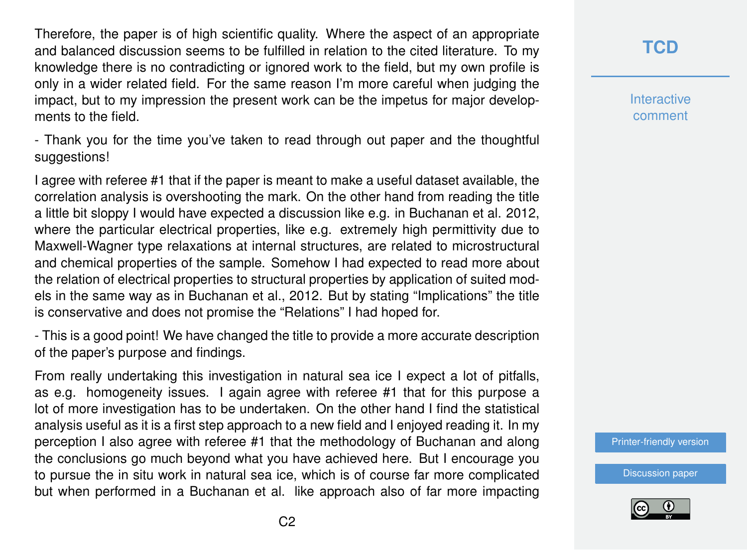Therefore, the paper is of high scientific quality. Where the aspect of an appropriate and balanced discussion seems to be fulfilled in relation to the cited literature. To my knowledge there is no contradicting or ignored work to the field, but my own profile is only in a wider related field. For the same reason I'm more careful when judging the impact, but to my impression the present work can be the impetus for major developments to the field.

- Thank you for the time you've taken to read through out paper and the thoughtful suggestions!

I agree with referee #1 that if the paper is meant to make a useful dataset available, the correlation analysis is overshooting the mark. On the other hand from reading the title a little bit sloppy I would have expected a discussion like e.g. in Buchanan et al. 2012, where the particular electrical properties, like e.g. extremely high permittivity due to Maxwell-Wagner type relaxations at internal structures, are related to microstructural and chemical properties of the sample. Somehow I had expected to read more about the relation of electrical properties to structural properties by application of suited models in the same way as in Buchanan et al., 2012. But by stating "Implications" the title is conservative and does not promise the "Relations" I had hoped for.

- This is a good point! We have changed the title to provide a more accurate description of the paper's purpose and findings.

From really undertaking this investigation in natural sea ice I expect a lot of pitfalls, as e.g. homogeneity issues. I again agree with referee #1 that for this purpose a lot of more investigation has to be undertaken. On the other hand I find the statistical analysis useful as it is a first step approach to a new field and I enjoyed reading it. In my perception I also agree with referee #1 that the methodology of Buchanan and along the conclusions go much beyond what you have achieved here. But I encourage you to pursue the in situ work in natural sea ice, which is of course far more complicated but when performed in a Buchanan et al. like approach also of far more impacting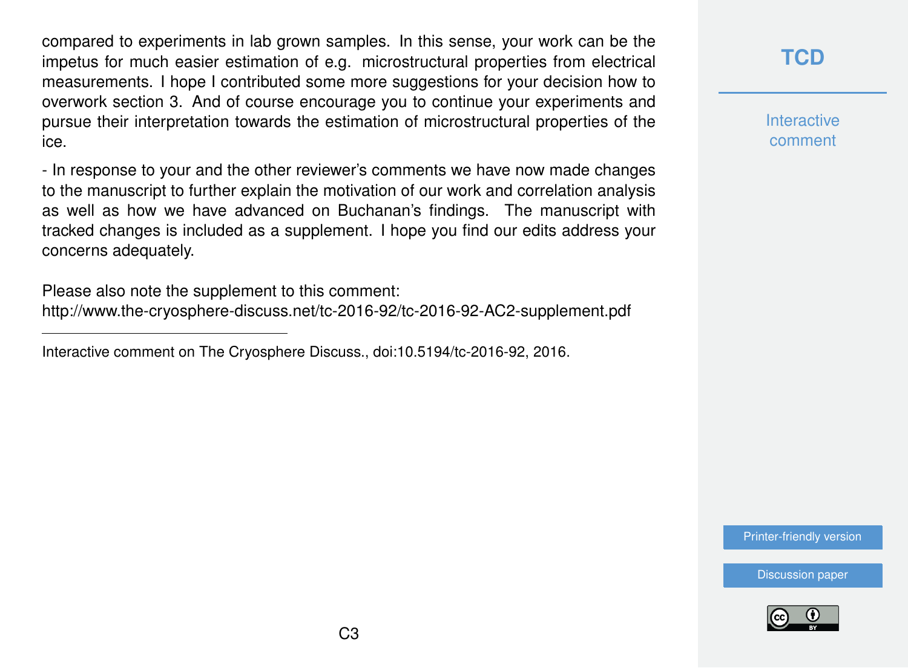compared to experiments in lab grown samples. In this sense, your work can be the impetus for much easier estimation of e.g. microstructural properties from electrical measurements. I hope I contributed some more suggestions for your decision how to overwork section 3. And of course encourage you to continue your experiments and pursue their interpretation towards the estimation of microstructural properties of the ice.

- In response to your and the other reviewer's comments we have now made changes to the manuscript to further explain the motivation of our work and correlation analysis as well as how we have advanced on Buchanan's findings. The manuscript with tracked changes is included as a supplement. I hope you find our edits address your concerns adequately.

Please also note the supplement to this comment:
http://www.the-cryosphere-discuss.net/tc-2016-92/tc-2016-92-AC2-supplement.pdf

---

Interactive comment on The Cryosphere Discuss., doi:10.5194/tc-2016-92, 2016.